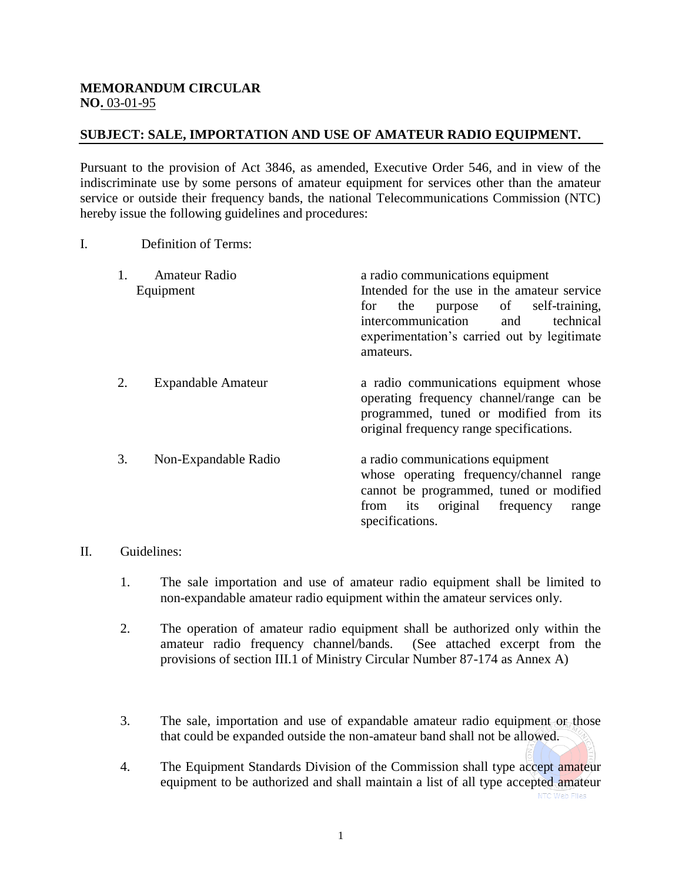**MEMORANDUM CIRCULAR**
**NO.** 03-01-95

**SUBJECT: SALE, IMPORTATION AND USE OF AMATEUR RADIO EQUIPMENT.**

Pursuant to the provision of Act 3846, as amended, Executive Order 546, and in view of the indiscriminate use by some persons of amateur equipment for services other than the amateur service or outside their frequency bands, the national Telecommunications Commission (NTC) hereby issue the following guidelines and procedures:

I. Definition of Terms:

| | | |
|---|---|---|
| 1. | Amateur Radio Equipment | a radio communications equipment Intended for the use in the amateur service for the purpose of self-training, intercommunication and technical experimentation's carried out by legitimate amateurs. |
| 2. | Expandable Amateur | a radio communications equipment whose operating frequency channel/range can be programmed, tuned or modified from its original frequency range specifications. |
| 3. | Non-Expandable Radio | a radio communications equipment whose operating frequency/channel range cannot be programmed, tuned or modified from its original frequency range specifications. |

II. Guidelines:

1. The sale importation and use of amateur radio equipment shall be limited to non-expandable amateur radio equipment within the amateur services only.

2. The operation of amateur radio equipment shall be authorized only within the amateur radio frequency channel/bands. (See attached excerpt from the provisions of section III.1 of Ministry Circular Number 87-174 as Annex A)

3. The sale, importation and use of expandable amateur radio equipment or those that could be expanded outside the non-amateur band shall not be allowed.

4. The Equipment Standards Division of the Commission shall type accept amateur equipment to be authorized and shall maintain a list of all type accepted amateur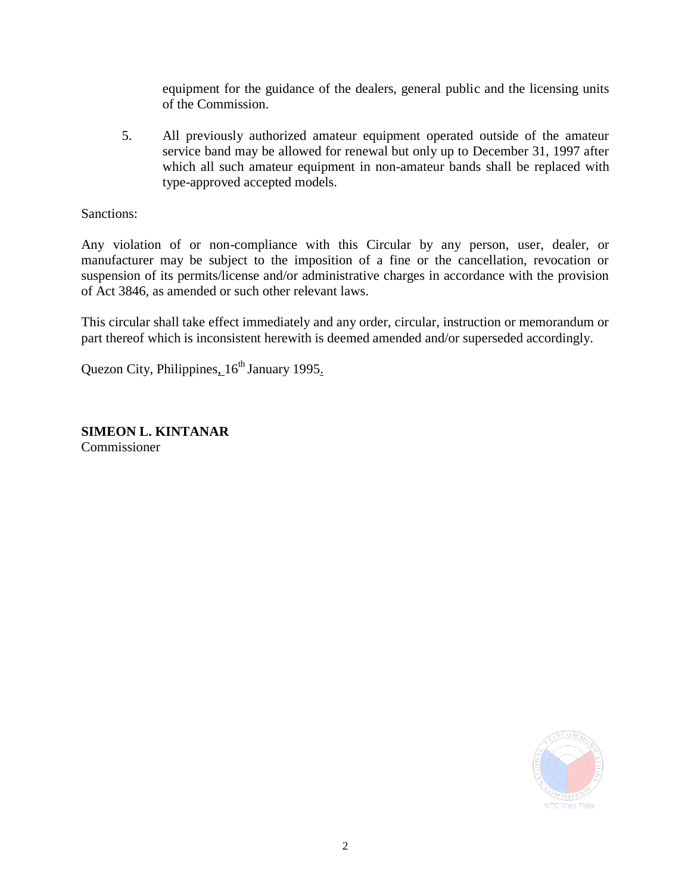equipment for the guidance of the dealers, general public and the licensing units of the Commission.

5. All previously authorized amateur equipment operated outside of the amateur service band may be allowed for renewal but only up to December 31, 1997 after which all such amateur equipment in non-amateur bands shall be replaced with type-approved accepted models.

Sanctions:

Any violation of or non-compliance with this Circular by any person, user, dealer, or manufacturer may be subject to the imposition of a fine or the cancellation, revocation or suspension of its permits/license and/or administrative charges in accordance with the provision of Act 3846, as amended or such other relevant laws.

This circular shall take effect immediately and any order, circular, instruction or memorandum or part thereof which is inconsistent herewith is deemed amended and/or superseded accordingly.

Quezon City, Philippines, 16th January 1995.

**SIMEON L. KINTANAR**
Commissioner